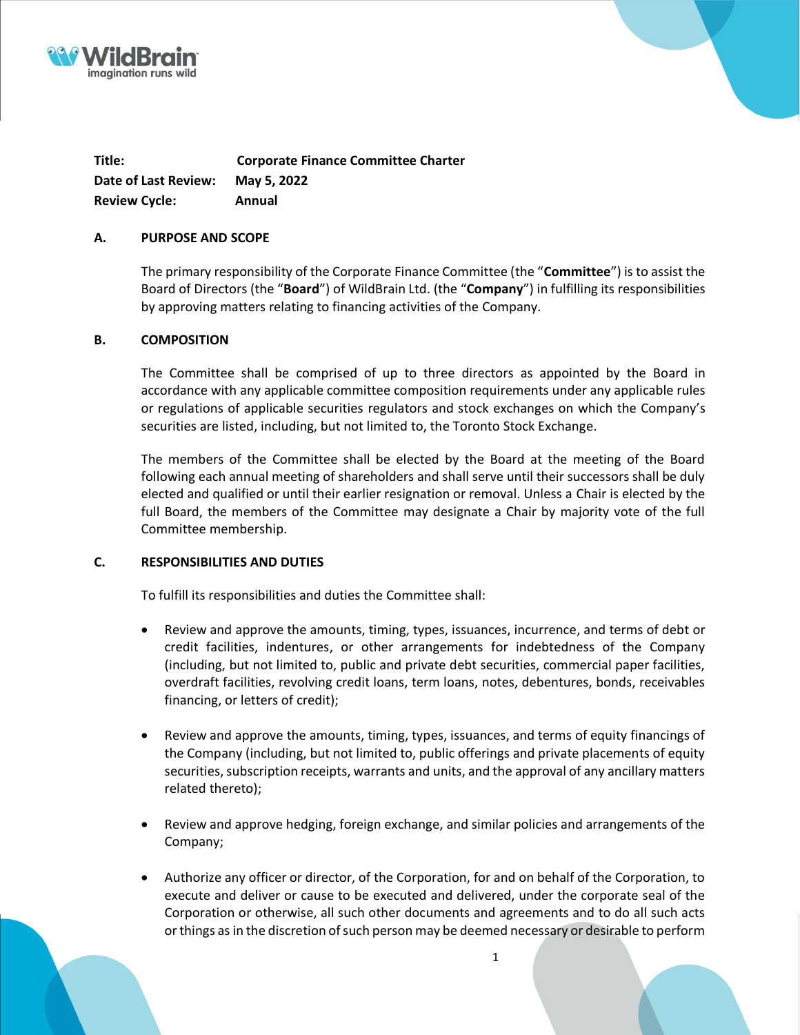| Title: | Corporate Finance Committee Charter |
|---|---|
| Date of Last Review: | May 5, 2022 |
| Review Cycle: | Annual |

## A. PURPOSE AND SCOPE

The primary responsibility of the Corporate Finance Committee (the "**Committee**") is to assist the Board of Directors (the "**Board**") of WildBrain Ltd. (the "**Company**") in fulfilling its responsibilities by approving matters relating to financing activities of the Company.

## B. COMPOSITION

The Committee shall be comprised of up to three directors as appointed by the Board in accordance with any applicable committee composition requirements under any applicable rules or regulations of applicable securities regulators and stock exchanges on which the Company's securities are listed, including, but not limited to, the Toronto Stock Exchange.

The members of the Committee shall be elected by the Board at the meeting of the Board following each annual meeting of shareholders and shall serve until their successors shall be duly elected and qualified or until their earlier resignation or removal. Unless a Chair is elected by the full Board, the members of the Committee may designate a Chair by majority vote of the full Committee membership.

## C. RESPONSIBILITIES AND DUTIES

To fulfill its responsibilities and duties the Committee shall:

- Review and approve the amounts, timing, types, issuances, incurrence, and terms of debt or credit facilities, indentures, or other arrangements for indebtedness of the Company (including, but not limited to, public and private debt securities, commercial paper facilities, overdraft facilities, revolving credit loans, term loans, notes, debentures, bonds, receivables financing, or letters of credit);

- Review and approve the amounts, timing, types, issuances, and terms of equity financings of the Company (including, but not limited to, public offerings and private placements of equity securities, subscription receipts, warrants and units, and the approval of any ancillary matters related thereto);

- Review and approve hedging, foreign exchange, and similar policies and arrangements of the Company;

- Authorize any officer or director, of the Corporation, for and on behalf of the Corporation, to execute and deliver or cause to be executed and delivered, under the corporate seal of the Corporation or otherwise, all such other documents and agreements and to do all such acts or things as in the discretion of such person may be deemed necessary or desirable to perform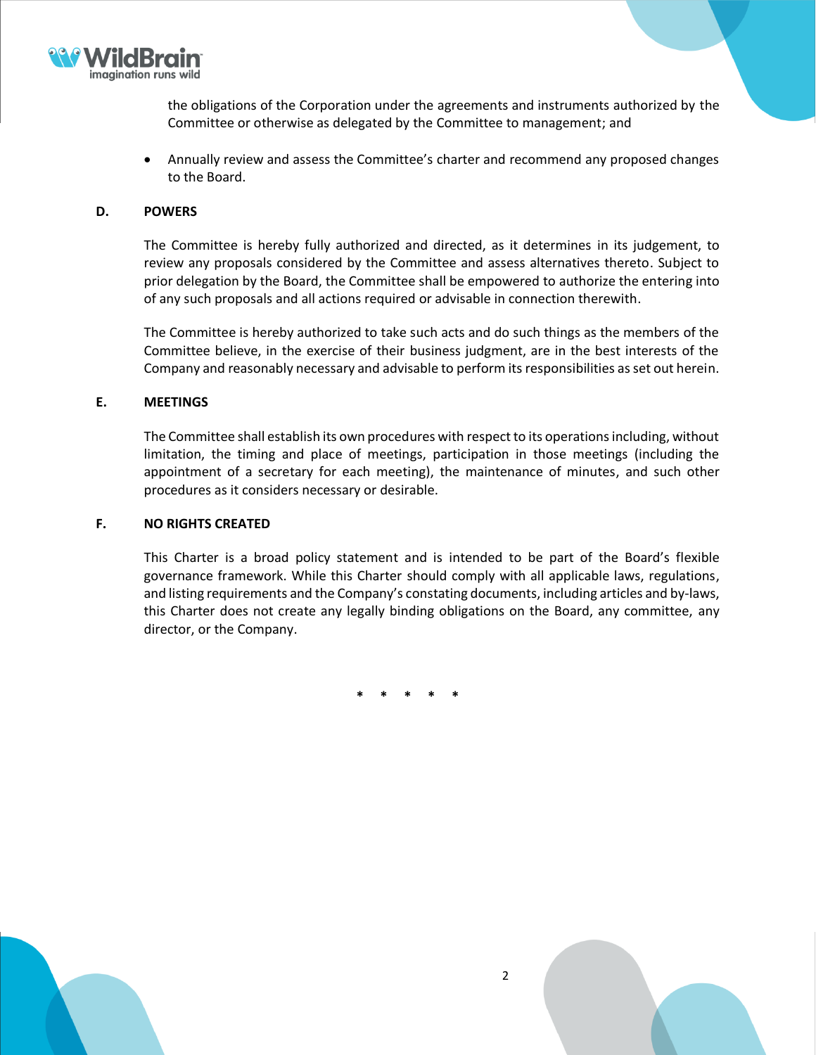the obligations of the Corporation under the agreements and instruments authorized by the Committee or otherwise as delegated by the Committee to management; and

- Annually review and assess the Committee's charter and recommend any proposed changes to the Board.

## D. POWERS

The Committee is hereby fully authorized and directed, as it determines in its judgement, to review any proposals considered by the Committee and assess alternatives thereto. Subject to prior delegation by the Board, the Committee shall be empowered to authorize the entering into of any such proposals and all actions required or advisable in connection therewith.

The Committee is hereby authorized to take such acts and do such things as the members of the Committee believe, in the exercise of their business judgment, are in the best interests of the Company and reasonably necessary and advisable to perform its responsibilities as set out herein.

## E. MEETINGS

The Committee shall establish its own procedures with respect to its operations including, without limitation, the timing and place of meetings, participation in those meetings (including the appointment of a secretary for each meeting), the maintenance of minutes, and such other procedures as it considers necessary or desirable.

## F. NO RIGHTS CREATED

This Charter is a broad policy statement and is intended to be part of the Board's flexible governance framework. While this Charter should comply with all applicable laws, regulations, and listing requirements and the Company's constating documents, including articles and by-laws, this Charter does not create any legally binding obligations on the Board, any committee, any director, or the Company.

\* \* \* \* \*